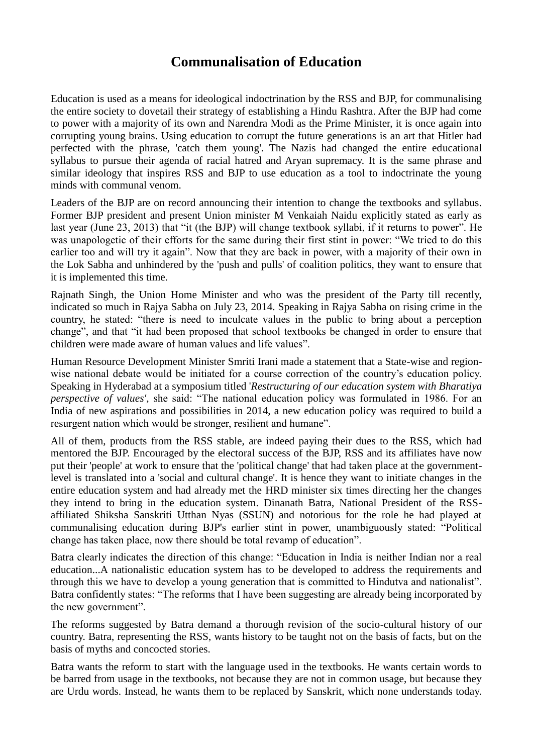# Communalisation of Education

Education is used as a means for ideological indoctrination by the RSS and BJP, for communalising the entire society to dovetail their strategy of establishing a Hindu Rashtra. After the BJP had come to power with a majority of its own and Narendra Modi as the Prime Minister, it is once again into corrupting young brains. Using education to corrupt the future generations is an art that Hitler had perfected with the phrase, 'catch them young'. The Nazis had changed the entire educational syllabus to pursue their agenda of racial hatred and Aryan supremacy. It is the same phrase and similar ideology that inspires RSS and BJP to use education as a tool to indoctrinate the young minds with communal venom.

Leaders of the BJP are on record announcing their intention to change the textbooks and syllabus. Former BJP president and present Union minister M Venkaiah Naidu explicitly stated as early as last year (June 23, 2013) that "it (the BJP) will change textbook syllabi, if it returns to power". He was unapologetic of their efforts for the same during their first stint in power: "We tried to do this earlier too and will try it again". Now that they are back in power, with a majority of their own in the Lok Sabha and unhindered by the 'push and pulls' of coalition politics, they want to ensure that it is implemented this time.

Rajnath Singh, the Union Home Minister and who was the president of the Party till recently, indicated so much in Rajya Sabha on July 23, 2014. Speaking in Rajya Sabha on rising crime in the country, he stated: "there is need to inculcate values in the public to bring about a perception change", and that "it had been proposed that school textbooks be changed in order to ensure that children were made aware of human values and life values".

Human Resource Development Minister Smriti Irani made a statement that a State-wise and region-wise national debate would be initiated for a course correction of the country's education policy. Speaking in Hyderabad at a symposium titled '*Restructuring of our education system with Bharatiya perspective of values'*, she said: "The national education policy was formulated in 1986. For an India of new aspirations and possibilities in 2014, a new education policy was required to build a resurgent nation which would be stronger, resilient and humane".

All of them, products from the RSS stable, are indeed paying their dues to the RSS, which had mentored the BJP. Encouraged by the electoral success of the BJP, RSS and its affiliates have now put their 'people' at work to ensure that the 'political change' that had taken place at the government-level is translated into a 'social and cultural change'. It is hence they want to initiate changes in the entire education system and had already met the HRD minister six times directing her the changes they intend to bring in the education system. Dinanath Batra, National President of the RSS-affiliated Shiksha Sanskriti Utthan Nyas (SSUN) and notorious for the role he had played at communalising education during BJP's earlier stint in power, unambiguously stated: "Political change has taken place, now there should be total revamp of education".

Batra clearly indicates the direction of this change: "Education in India is neither Indian nor a real education...A nationalistic education system has to be developed to address the requirements and through this we have to develop a young generation that is committed to Hindutva and nationalist". Batra confidently states: "The reforms that I have been suggesting are already being incorporated by the new government".

The reforms suggested by Batra demand a thorough revision of the socio-cultural history of our country. Batra, representing the RSS, wants history to be taught not on the basis of facts, but on the basis of myths and concocted stories.

Batra wants the reform to start with the language used in the textbooks. He wants certain words to be barred from usage in the textbooks, not because they are not in common usage, but because they are Urdu words. Instead, he wants them to be replaced by Sanskrit, which none understands today.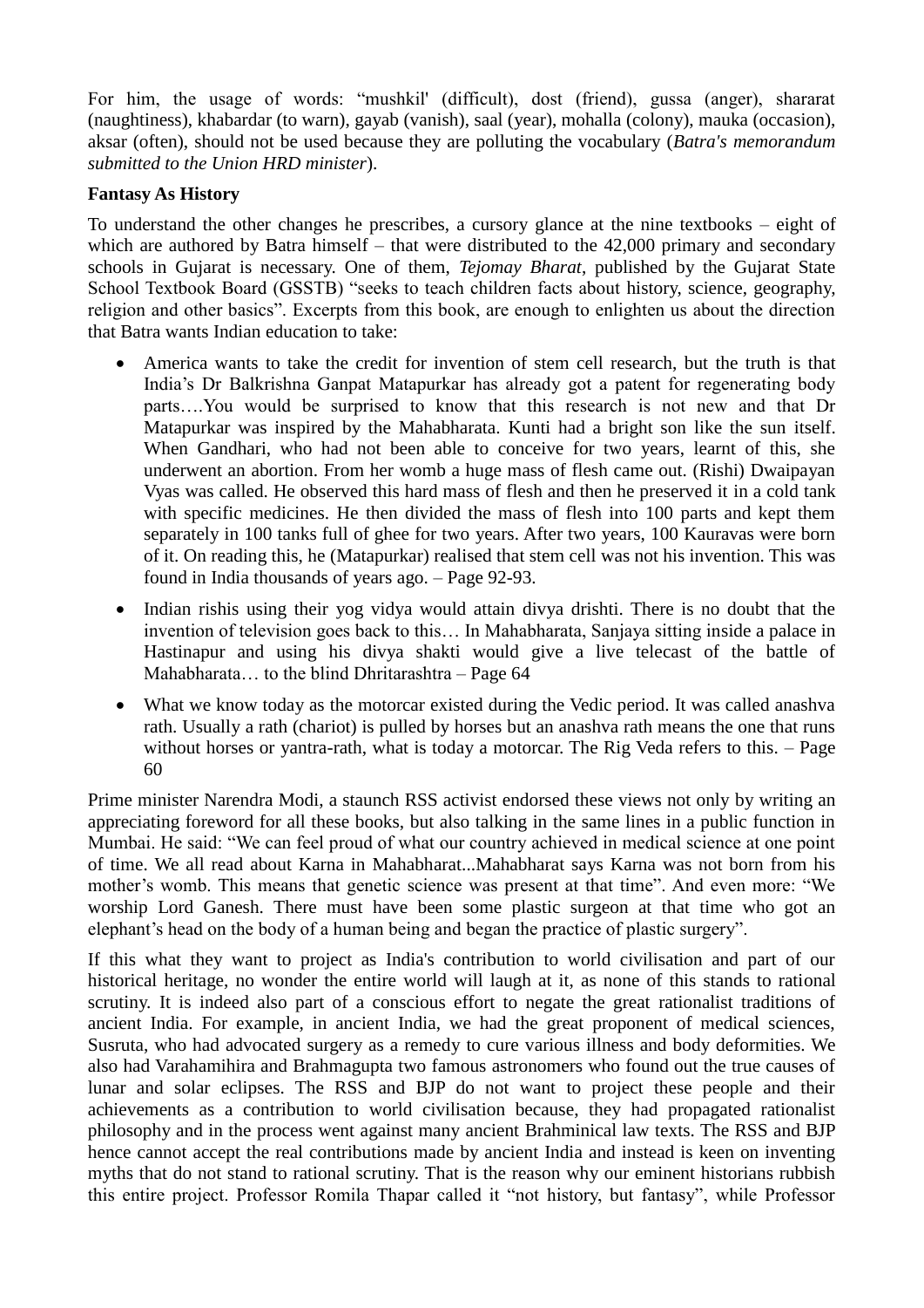For him, the usage of words: "mushkil' (difficult), dost (friend), gussa (anger), shararat (naughtiness), khabardar (to warn), gayab (vanish), saal (year), mohalla (colony), mauka (occasion), aksar (often), should not be used because they are polluting the vocabulary (*Batra's memorandum submitted to the Union HRD minister*).

**Fantasy As History**

To understand the other changes he prescribes, a cursory glance at the nine textbooks – eight of which are authored by Batra himself – that were distributed to the 42,000 primary and secondary schools in Gujarat is necessary. One of them, *Tejomay Bharat*, published by the Gujarat State School Textbook Board (GSSTB) "seeks to teach children facts about history, science, geography, religion and other basics". Excerpts from this book, are enough to enlighten us about the direction that Batra wants Indian education to take:

- America wants to take the credit for invention of stem cell research, but the truth is that India's Dr Balkrishna Ganpat Matapurkar has already got a patent for regenerating body parts….You would be surprised to know that this research is not new and that Dr Matapurkar was inspired by the Mahabharata. Kunti had a bright son like the sun itself. When Gandhari, who had not been able to conceive for two years, learnt of this, she underwent an abortion. From her womb a huge mass of flesh came out. (Rishi) Dwaipayan Vyas was called. He observed this hard mass of flesh and then he preserved it in a cold tank with specific medicines. He then divided the mass of flesh into 100 parts and kept them separately in 100 tanks full of ghee for two years. After two years, 100 Kauravas were born of it. On reading this, he (Matapurkar) realised that stem cell was not his invention. This was found in India thousands of years ago. – Page 92-93.
- Indian rishis using their yog vidya would attain divya drishti. There is no doubt that the invention of television goes back to this… In Mahabharata, Sanjaya sitting inside a palace in Hastinapur and using his divya shakti would give a live telecast of the battle of Mahabharata… to the blind Dhritarashtra – Page 64
- What we know today as the motorcar existed during the Vedic period. It was called anashva rath. Usually a rath (chariot) is pulled by horses but an anashva rath means the one that runs without horses or yantra-rath, what is today a motorcar. The Rig Veda refers to this. – Page 60

Prime minister Narendra Modi, a staunch RSS activist endorsed these views not only by writing an appreciating foreword for all these books, but also talking in the same lines in a public function in Mumbai. He said: "We can feel proud of what our country achieved in medical science at one point of time. We all read about Karna in Mahabharat...Mahabharat says Karna was not born from his mother's womb. This means that genetic science was present at that time". And even more: "We worship Lord Ganesh. There must have been some plastic surgeon at that time who got an elephant's head on the body of a human being and began the practice of plastic surgery".

If this what they want to project as India's contribution to world civilisation and part of our historical heritage, no wonder the entire world will laugh at it, as none of this stands to rational scrutiny. It is indeed also part of a conscious effort to negate the great rationalist traditions of ancient India. For example, in ancient India, we had the great proponent of medical sciences, Susruta, who had advocated surgery as a remedy to cure various illness and body deformities. We also had Varahamihira and Brahmagupta two famous astronomers who found out the true causes of lunar and solar eclipses. The RSS and BJP do not want to project these people and their achievements as a contribution to world civilisation because, they had propagated rationalist philosophy and in the process went against many ancient Brahminical law texts. The RSS and BJP hence cannot accept the real contributions made by ancient India and instead is keen on inventing myths that do not stand to rational scrutiny. That is the reason why our eminent historians rubbish this entire project. Professor Romila Thapar called it "not history, but fantasy", while Professor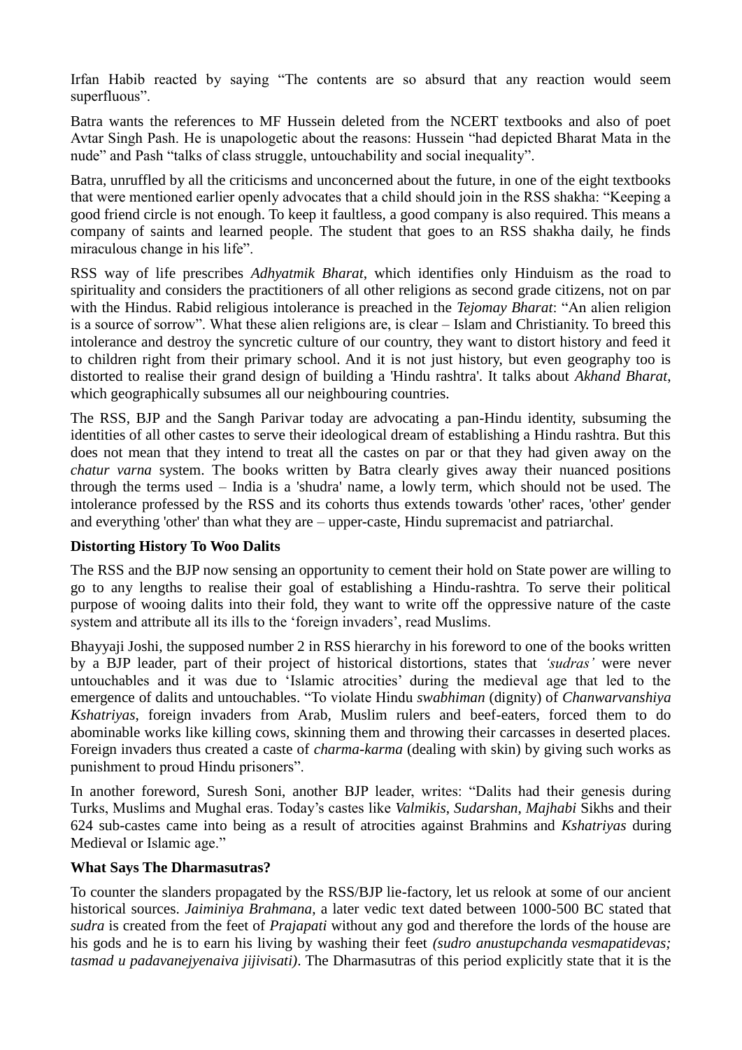Irfan Habib reacted by saying "The contents are so absurd that any reaction would seem superfluous".

Batra wants the references to MF Hussein deleted from the NCERT textbooks and also of poet Avtar Singh Pash. He is unapologetic about the reasons: Hussein "had depicted Bharat Mata in the nude" and Pash "talks of class struggle, untouchability and social inequality".

Batra, unruffled by all the criticisms and unconcerned about the future, in one of the eight textbooks that were mentioned earlier openly advocates that a child should join in the RSS shakha: "Keeping a good friend circle is not enough. To keep it faultless, a good company is also required. This means a company of saints and learned people. The student that goes to an RSS shakha daily, he finds miraculous change in his life".

RSS way of life prescribes *Adhyatmik Bharat*, which identifies only Hinduism as the road to spirituality and considers the practitioners of all other religions as second grade citizens, not on par with the Hindus. Rabid religious intolerance is preached in the *Tejomay Bharat*: "An alien religion is a source of sorrow". What these alien religions are, is clear – Islam and Christianity. To breed this intolerance and destroy the syncretic culture of our country, they want to distort history and feed it to children right from their primary school. And it is not just history, but even geography too is distorted to realise their grand design of building a 'Hindu rashtra'. It talks about *Akhand Bharat*, which geographically subsumes all our neighbouring countries.

The RSS, BJP and the Sangh Parivar today are advocating a pan-Hindu identity, subsuming the identities of all other castes to serve their ideological dream of establishing a Hindu rashtra. But this does not mean that they intend to treat all the castes on par or that they had given away on the *chatur varna* system. The books written by Batra clearly gives away their nuanced positions through the terms used – India is a 'shudra' name, a lowly term, which should not be used. The intolerance professed by the RSS and its cohorts thus extends towards 'other' races, 'other' gender and everything 'other' than what they are – upper-caste, Hindu supremacist and patriarchal.

**Distorting History To Woo Dalits**

The RSS and the BJP now sensing an opportunity to cement their hold on State power are willing to go to any lengths to realise their goal of establishing a Hindu-rashtra. To serve their political purpose of wooing dalits into their fold, they want to write off the oppressive nature of the caste system and attribute all its ills to the 'foreign invaders', read Muslims.

Bhayyaji Joshi, the supposed number 2 in RSS hierarchy in his foreword to one of the books written by a BJP leader, part of their project of historical distortions, states that *'sudras'* were never untouchables and it was due to 'Islamic atrocities' during the medieval age that led to the emergence of dalits and untouchables. "To violate Hindu *swabhiman* (dignity) of *Chanwarvanshiya Kshatriyas*, foreign invaders from Arab, Muslim rulers and beef-eaters, forced them to do abominable works like killing cows, skinning them and throwing their carcasses in deserted places. Foreign invaders thus created a caste of *charma-karma* (dealing with skin) by giving such works as punishment to proud Hindu prisoners".

In another foreword, Suresh Soni, another BJP leader, writes: "Dalits had their genesis during Turks, Muslims and Mughal eras. Today's castes like *Valmikis*, *Sudarshan*, *Majhabi* Sikhs and their 624 sub-castes came into being as a result of atrocities against Brahmins and *Kshatriyas* during Medieval or Islamic age."

**What Says The Dharmasutras?**

To counter the slanders propagated by the RSS/BJP lie-factory, let us relook at some of our ancient historical sources. *Jaiminiya Brahmana*, a later vedic text dated between 1000-500 BC stated that *sudra* is created from the feet of *Prajapati* without any god and therefore the lords of the house are his gods and he is to earn his living by washing their feet *(sudro anustupchanda vesmapatidevas; tasmad u padavanejyenaiva jijivisati)*. The Dharmasutras of this period explicitly state that it is the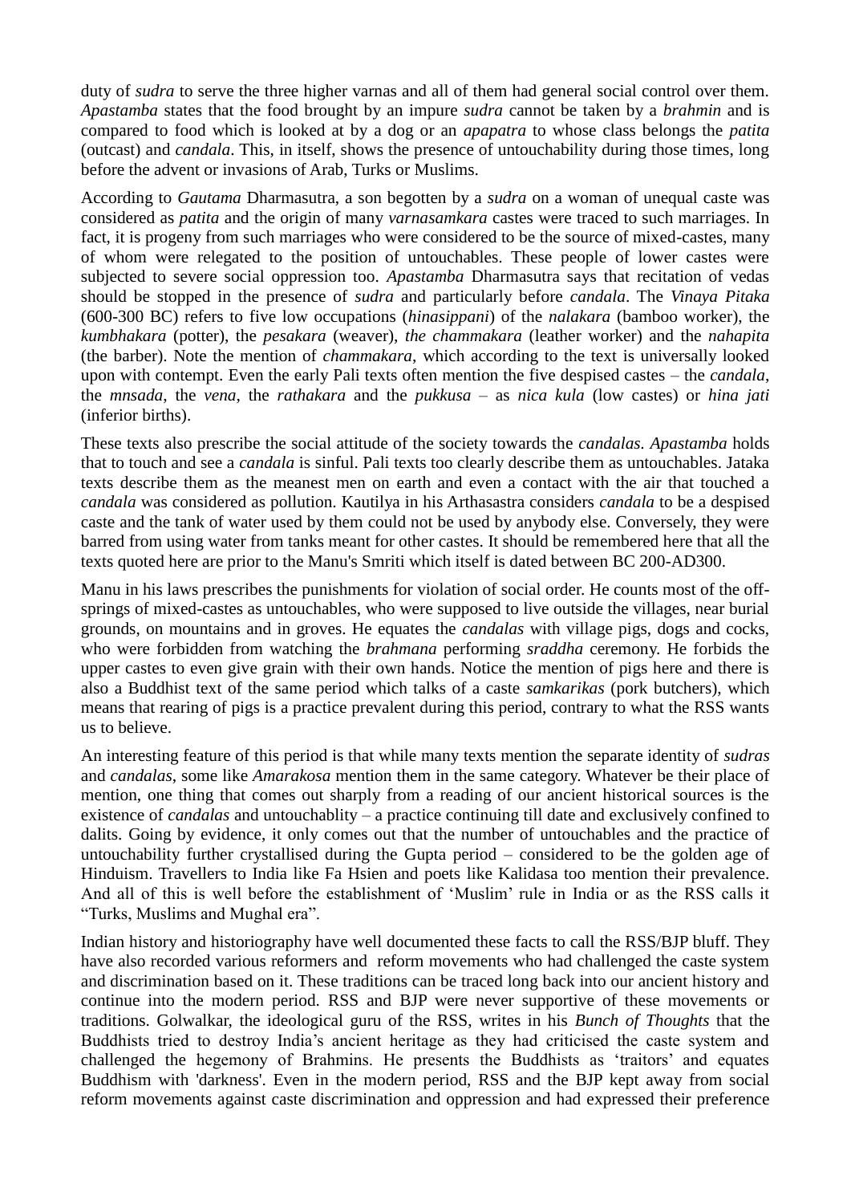duty of *sudra* to serve the three higher varnas and all of them had general social control over them. *Apastamba* states that the food brought by an impure *sudra* cannot be taken by a *brahmin* and is compared to food which is looked at by a dog or an *apapatra* to whose class belongs the *patita* (outcast) and *candala*. This, in itself, shows the presence of untouchability during those times, long before the advent or invasions of Arab, Turks or Muslims.

According to *Gautama* Dharmasutra, a son begotten by a *sudra* on a woman of unequal caste was considered as *patita* and the origin of many *varnasamkara* castes were traced to such marriages. In fact, it is progeny from such marriages who were considered to be the source of mixed-castes, many of whom were relegated to the position of untouchables. These people of lower castes were subjected to severe social oppression too. *Apastamba* Dharmasutra says that recitation of vedas should be stopped in the presence of *sudra* and particularly before *candala*. The *Vinaya Pitaka* (600-300 BC) refers to five low occupations (*hinasippani*) of the *nalakara* (bamboo worker), the *kumbhakara* (potter), the *pesakara* (weaver), *the chammakara* (leather worker) and the *nahapita* (the barber). Note the mention of *chammakara*, which according to the text is universally looked upon with contempt. Even the early Pali texts often mention the five despised castes – the *candala*, the *mnsada*, the *vena*, the *rathakara* and the *pukkusa* – as *nica kula* (low castes) or *hina jati* (inferior births).

These texts also prescribe the social attitude of the society towards the *candalas*. *Apastamba* holds that to touch and see a *candala* is sinful. Pali texts too clearly describe them as untouchables. Jataka texts describe them as the meanest men on earth and even a contact with the air that touched a *candala* was considered as pollution. Kautilya in his Arthasastra considers *candala* to be a despised caste and the tank of water used by them could not be used by anybody else. Conversely, they were barred from using water from tanks meant for other castes. It should be remembered here that all the texts quoted here are prior to the Manu's Smriti which itself is dated between BC 200-AD300.

Manu in his laws prescribes the punishments for violation of social order. He counts most of the off-springs of mixed-castes as untouchables, who were supposed to live outside the villages, near burial grounds, on mountains and in groves. He equates the *candalas* with village pigs, dogs and cocks, who were forbidden from watching the *brahmana* performing *sraddha* ceremony. He forbids the upper castes to even give grain with their own hands. Notice the mention of pigs here and there is also a Buddhist text of the same period which talks of a caste *samkarikas* (pork butchers), which means that rearing of pigs is a practice prevalent during this period, contrary to what the RSS wants us to believe.

An interesting feature of this period is that while many texts mention the separate identity of *sudras* and *candalas*, some like *Amarakosa* mention them in the same category. Whatever be their place of mention, one thing that comes out sharply from a reading of our ancient historical sources is the existence of *candalas* and untouchablity – a practice continuing till date and exclusively confined to dalits. Going by evidence, it only comes out that the number of untouchables and the practice of untouchability further crystallised during the Gupta period – considered to be the golden age of Hinduism. Travellers to India like Fa Hsien and poets like Kalidasa too mention their prevalence. And all of this is well before the establishment of 'Muslim' rule in India or as the RSS calls it "Turks, Muslims and Mughal era".

Indian history and historiography have well documented these facts to call the RSS/BJP bluff. They have also recorded various reformers and reform movements who had challenged the caste system and discrimination based on it. These traditions can be traced long back into our ancient history and continue into the modern period. RSS and BJP were never supportive of these movements or traditions. Golwalkar, the ideological guru of the RSS, writes in his *Bunch of Thoughts* that the Buddhists tried to destroy India's ancient heritage as they had criticised the caste system and challenged the hegemony of Brahmins. He presents the Buddhists as 'traitors' and equates Buddhism with 'darkness'. Even in the modern period, RSS and the BJP kept away from social reform movements against caste discrimination and oppression and had expressed their preference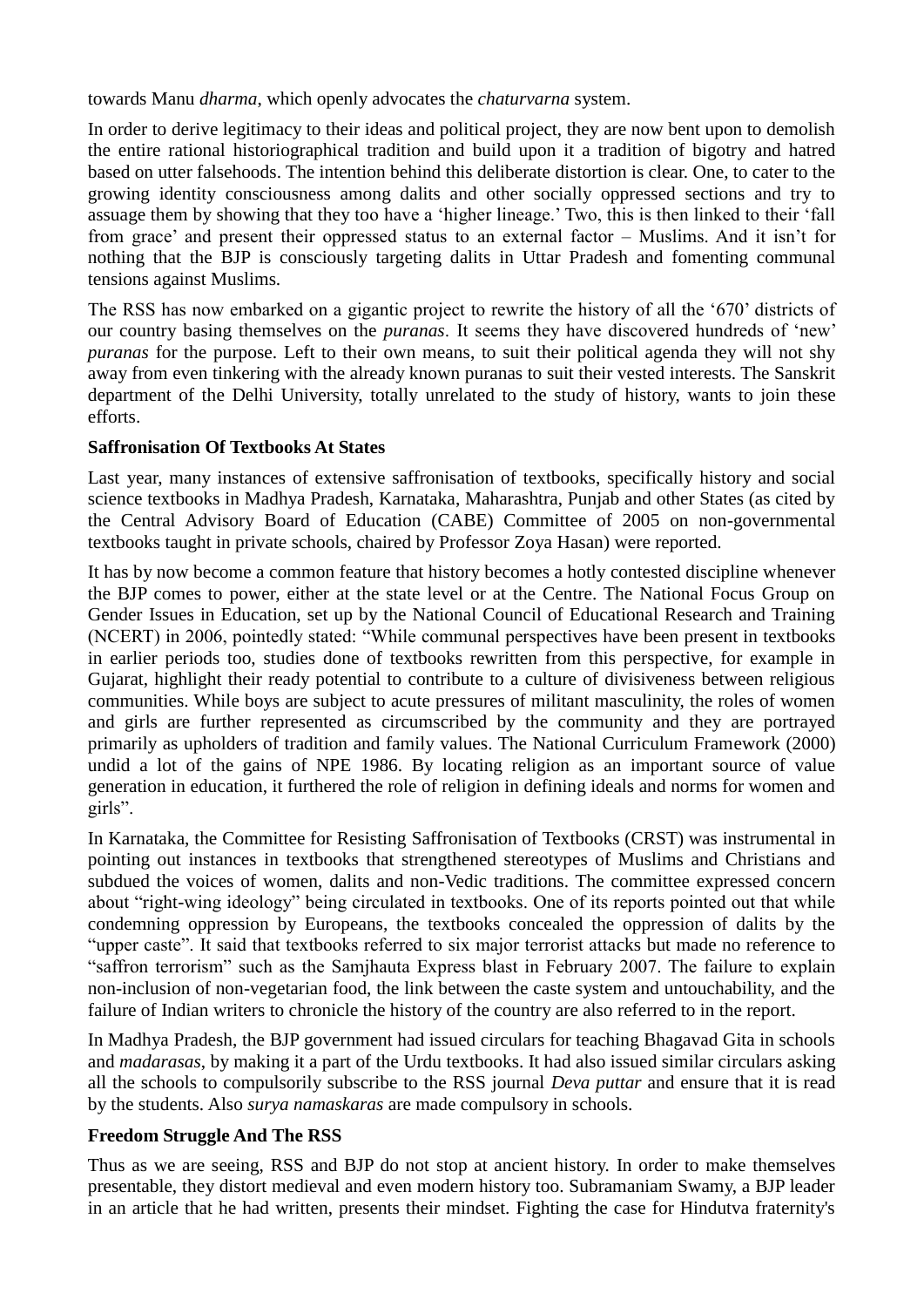towards Manu *dharma*, which openly advocates the *chaturvarna* system.

In order to derive legitimacy to their ideas and political project, they are now bent upon to demolish the entire rational historiographical tradition and build upon it a tradition of bigotry and hatred based on utter falsehoods. The intention behind this deliberate distortion is clear. One, to cater to the growing identity consciousness among dalits and other socially oppressed sections and try to assuage them by showing that they too have a 'higher lineage.' Two, this is then linked to their 'fall from grace' and present their oppressed status to an external factor – Muslims. And it isn't for nothing that the BJP is consciously targeting dalits in Uttar Pradesh and fomenting communal tensions against Muslims.

The RSS has now embarked on a gigantic project to rewrite the history of all the '670' districts of our country basing themselves on the *puranas*. It seems they have discovered hundreds of 'new' *puranas* for the purpose. Left to their own means, to suit their political agenda they will not shy away from even tinkering with the already known puranas to suit their vested interests. The Sanskrit department of the Delhi University, totally unrelated to the study of history, wants to join these efforts.

**Saffronisation Of Textbooks At States**

Last year, many instances of extensive saffronisation of textbooks, specifically history and social science textbooks in Madhya Pradesh, Karnataka, Maharashtra, Punjab and other States (as cited by the Central Advisory Board of Education (CABE) Committee of 2005 on non-governmental textbooks taught in private schools, chaired by Professor Zoya Hasan) were reported.

It has by now become a common feature that history becomes a hotly contested discipline whenever the BJP comes to power, either at the state level or at the Centre. The National Focus Group on Gender Issues in Education, set up by the National Council of Educational Research and Training (NCERT) in 2006, pointedly stated: "While communal perspectives have been present in textbooks in earlier periods too, studies done of textbooks rewritten from this perspective, for example in Gujarat, highlight their ready potential to contribute to a culture of divisiveness between religious communities. While boys are subject to acute pressures of militant masculinity, the roles of women and girls are further represented as circumscribed by the community and they are portrayed primarily as upholders of tradition and family values. The National Curriculum Framework (2000) undid a lot of the gains of NPE 1986. By locating religion as an important source of value generation in education, it furthered the role of religion in defining ideals and norms for women and girls".

In Karnataka, the Committee for Resisting Saffronisation of Textbooks (CRST) was instrumental in pointing out instances in textbooks that strengthened stereotypes of Muslims and Christians and subdued the voices of women, dalits and non-Vedic traditions. The committee expressed concern about "right-wing ideology" being circulated in textbooks. One of its reports pointed out that while condemning oppression by Europeans, the textbooks concealed the oppression of dalits by the "upper caste". It said that textbooks referred to six major terrorist attacks but made no reference to "saffron terrorism" such as the Samjhauta Express blast in February 2007. The failure to explain non-inclusion of non-vegetarian food, the link between the caste system and untouchability, and the failure of Indian writers to chronicle the history of the country are also referred to in the report.

In Madhya Pradesh, the BJP government had issued circulars for teaching Bhagavad Gita in schools and *madarasas*, by making it a part of the Urdu textbooks. It had also issued similar circulars asking all the schools to compulsorily subscribe to the RSS journal *Deva puttar* and ensure that it is read by the students. Also *surya namaskaras* are made compulsory in schools.

**Freedom Struggle And The RSS**

Thus as we are seeing, RSS and BJP do not stop at ancient history. In order to make themselves presentable, they distort medieval and even modern history too. Subramaniam Swamy, a BJP leader in an article that he had written, presents their mindset. Fighting the case for Hindutva fraternity's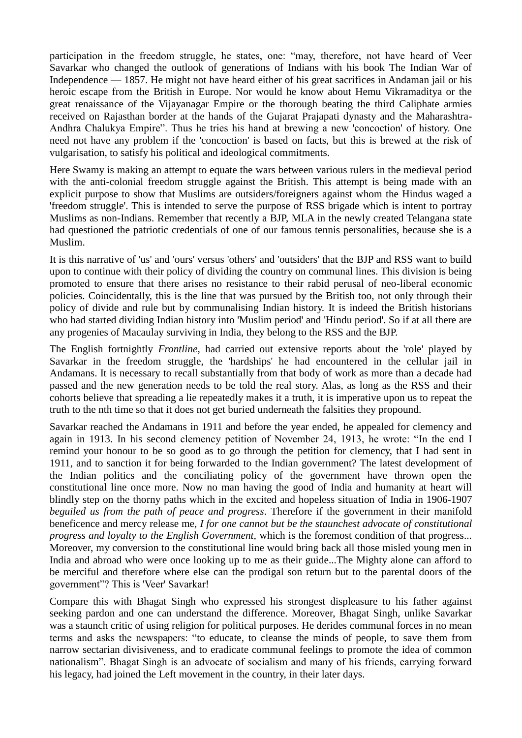participation in the freedom struggle, he states, one: “may, therefore, not have heard of Veer Savarkar who changed the outlook of generations of Indians with his book The Indian War of Independence — 1857. He might not have heard either of his great sacrifices in Andaman jail or his heroic escape from the British in Europe. Nor would he know about Hemu Vikramaditya or the great renaissance of the Vijayanagar Empire or the thorough beating the third Caliphate armies received on Rajasthan border at the hands of the Gujarat Prajapati dynasty and the Maharashtra-Andhra Chalukya Empire”. Thus he tries his hand at brewing a new 'concoction' of history. One need not have any problem if the 'concoction' is based on facts, but this is brewed at the risk of vulgarisation, to satisfy his political and ideological commitments.

Here Swamy is making an attempt to equate the wars between various rulers in the medieval period with the anti-colonial freedom struggle against the British. This attempt is being made with an explicit purpose to show that Muslims are outsiders/foreigners against whom the Hindus waged a 'freedom struggle'. This is intended to serve the purpose of RSS brigade which is intent to portray Muslims as non-Indians. Remember that recently a BJP, MLA in the newly created Telangana state had questioned the patriotic credentials of one of our famous tennis personalities, because she is a Muslim.

It is this narrative of 'us' and 'ours' versus 'others' and 'outsiders' that the BJP and RSS want to build upon to continue with their policy of dividing the country on communal lines. This division is being promoted to ensure that there arises no resistance to their rabid perusal of neo-liberal economic policies. Coincidentally, this is the line that was pursued by the British too, not only through their policy of divide and rule but by communalising Indian history. It is indeed the British historians who had started dividing Indian history into 'Muslim period' and 'Hindu period'. So if at all there are any progenies of Macaulay surviving in India, they belong to the RSS and the BJP.

The English fortnightly *Frontline*, had carried out extensive reports about the 'role' played by Savarkar in the freedom struggle, the 'hardships' he had encountered in the cellular jail in Andamans. It is necessary to recall substantially from that body of work as more than a decade had passed and the new generation needs to be told the real story. Alas, as long as the RSS and their cohorts believe that spreading a lie repeatedly makes it a truth, it is imperative upon us to repeat the truth to the nth time so that it does not get buried underneath the falsities they propound.

Savarkar reached the Andamans in 1911 and before the year ended, he appealed for clemency and again in 1913. In his second clemency petition of November 24, 1913, he wrote: “In the end I remind your honour to be so good as to go through the petition for clemency, that I had sent in 1911, and to sanction it for being forwarded to the Indian government? The latest development of the Indian politics and the conciliating policy of the government have thrown open the constitutional line once more. Now no man having the good of India and humanity at heart will blindly step on the thorny paths which in the excited and hopeless situation of India in 1906-1907 *beguiled us from the path of peace and progress*. Therefore if the government in their manifold beneficence and mercy release me, *I for one cannot but be the staunchest advocate of constitutional progress and loyalty to the English Government,* which is the foremost condition of that progress... Moreover, my conversion to the constitutional line would bring back all those misled young men in India and abroad who were once looking up to me as their guide...The Mighty alone can afford to be merciful and therefore where else can the prodigal son return but to the parental doors of the government”? This is 'Veer' Savarkar!

Compare this with Bhagat Singh who expressed his strongest displeasure to his father against seeking pardon and one can understand the difference. Moreover, Bhagat Singh, unlike Savarkar was a staunch critic of using religion for political purposes. He derides communal forces in no mean terms and asks the newspapers: “to educate, to cleanse the minds of people, to save them from narrow sectarian divisiveness, and to eradicate communal feelings to promote the idea of common nationalism”. Bhagat Singh is an advocate of socialism and many of his friends, carrying forward his legacy, had joined the Left movement in the country, in their later days.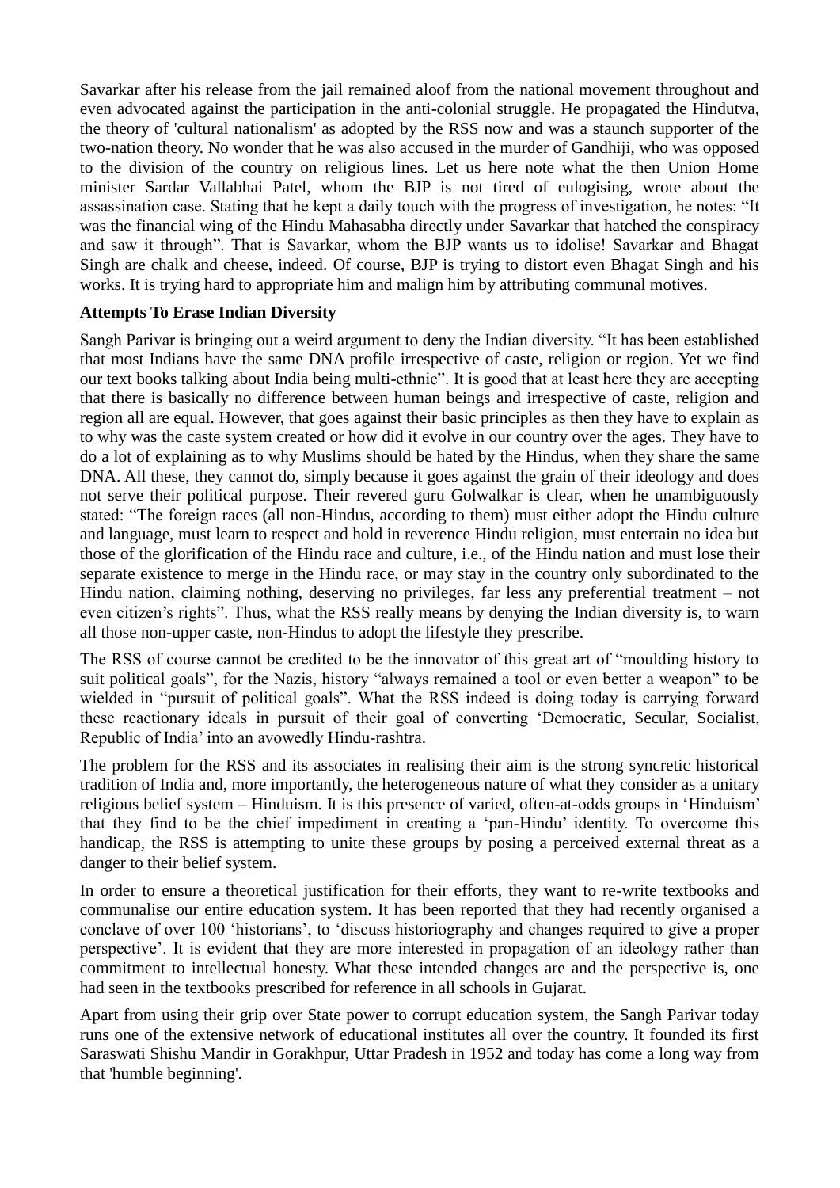Savarkar after his release from the jail remained aloof from the national movement throughout and even advocated against the participation in the anti-colonial struggle. He propagated the Hindutva, the theory of 'cultural nationalism' as adopted by the RSS now and was a staunch supporter of the two-nation theory. No wonder that he was also accused in the murder of Gandhiji, who was opposed to the division of the country on religious lines. Let us here note what the then Union Home minister Sardar Vallabhai Patel, whom the BJP is not tired of eulogising, wrote about the assassination case. Stating that he kept a daily touch with the progress of investigation, he notes: "It was the financial wing of the Hindu Mahasabha directly under Savarkar that hatched the conspiracy and saw it through". That is Savarkar, whom the BJP wants us to idolise! Savarkar and Bhagat Singh are chalk and cheese, indeed. Of course, BJP is trying to distort even Bhagat Singh and his works. It is trying hard to appropriate him and malign him by attributing communal motives.

**Attempts To Erase Indian Diversity**

Sangh Parivar is bringing out a weird argument to deny the Indian diversity. "It has been established that most Indians have the same DNA profile irrespective of caste, religion or region. Yet we find our text books talking about India being multi-ethnic". It is good that at least here they are accepting that there is basically no difference between human beings and irrespective of caste, religion and region all are equal. However, that goes against their basic principles as then they have to explain as to why was the caste system created or how did it evolve in our country over the ages. They have to do a lot of explaining as to why Muslims should be hated by the Hindus, when they share the same DNA. All these, they cannot do, simply because it goes against the grain of their ideology and does not serve their political purpose. Their revered guru Golwalkar is clear, when he unambiguously stated: "The foreign races (all non-Hindus, according to them) must either adopt the Hindu culture and language, must learn to respect and hold in reverence Hindu religion, must entertain no idea but those of the glorification of the Hindu race and culture, i.e., of the Hindu nation and must lose their separate existence to merge in the Hindu race, or may stay in the country only subordinated to the Hindu nation, claiming nothing, deserving no privileges, far less any preferential treatment – not even citizen's rights". Thus, what the RSS really means by denying the Indian diversity is, to warn all those non-upper caste, non-Hindus to adopt the lifestyle they prescribe.

The RSS of course cannot be credited to be the innovator of this great art of "moulding history to suit political goals", for the Nazis, history "always remained a tool or even better a weapon" to be wielded in "pursuit of political goals". What the RSS indeed is doing today is carrying forward these reactionary ideals in pursuit of their goal of converting 'Democratic, Secular, Socialist, Republic of India' into an avowedly Hindu-rashtra.

The problem for the RSS and its associates in realising their aim is the strong syncretic historical tradition of India and, more importantly, the heterogeneous nature of what they consider as a unitary religious belief system – Hinduism. It is this presence of varied, often-at-odds groups in 'Hinduism' that they find to be the chief impediment in creating a 'pan-Hindu' identity. To overcome this handicap, the RSS is attempting to unite these groups by posing a perceived external threat as a danger to their belief system.

In order to ensure a theoretical justification for their efforts, they want to re-write textbooks and communalise our entire education system. It has been reported that they had recently organised a conclave of over 100 'historians', to 'discuss historiography and changes required to give a proper perspective'. It is evident that they are more interested in propagation of an ideology rather than commitment to intellectual honesty. What these intended changes are and the perspective is, one had seen in the textbooks prescribed for reference in all schools in Gujarat.

Apart from using their grip over State power to corrupt education system, the Sangh Parivar today runs one of the extensive network of educational institutes all over the country. It founded its first Saraswati Shishu Mandir in Gorakhpur, Uttar Pradesh in 1952 and today has come a long way from that 'humble beginning'.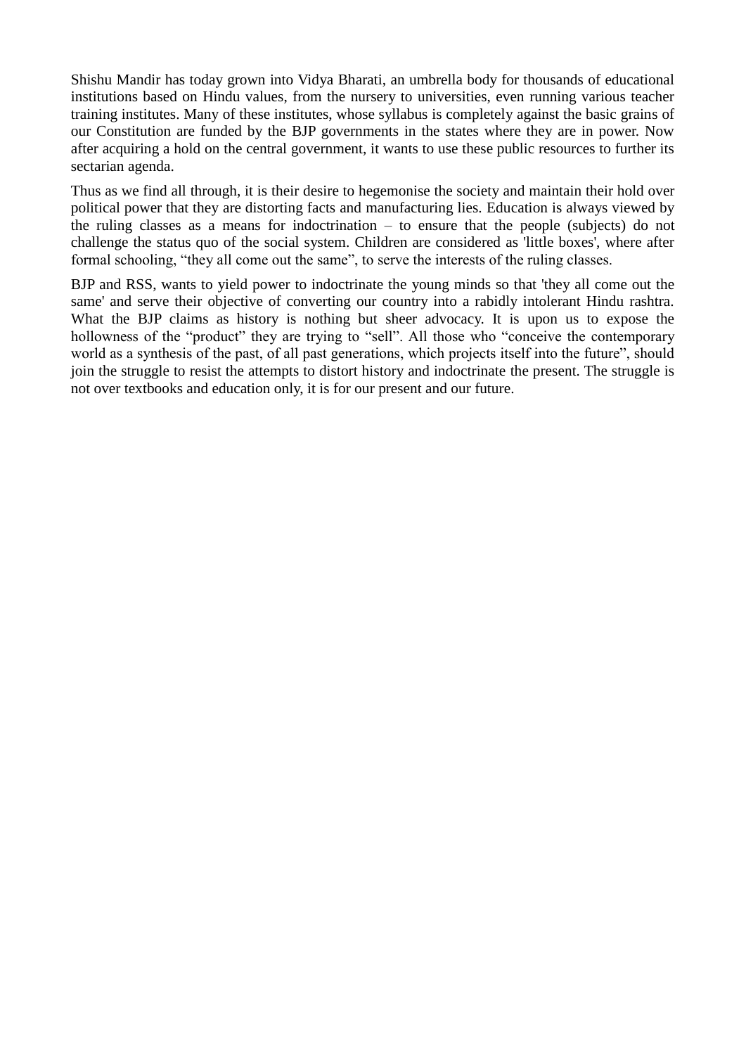Shishu Mandir has today grown into Vidya Bharati, an umbrella body for thousands of educational institutions based on Hindu values, from the nursery to universities, even running various teacher training institutes. Many of these institutes, whose syllabus is completely against the basic grains of our Constitution are funded by the BJP governments in the states where they are in power. Now after acquiring a hold on the central government, it wants to use these public resources to further its sectarian agenda.

Thus as we find all through, it is their desire to hegemonise the society and maintain their hold over political power that they are distorting facts and manufacturing lies. Education is always viewed by the ruling classes as a means for indoctrination – to ensure that the people (subjects) do not challenge the status quo of the social system. Children are considered as 'little boxes', where after formal schooling, "they all come out the same", to serve the interests of the ruling classes.

BJP and RSS, wants to yield power to indoctrinate the young minds so that 'they all come out the same' and serve their objective of converting our country into a rabidly intolerant Hindu rashtra. What the BJP claims as history is nothing but sheer advocacy. It is upon us to expose the hollowness of the "product" they are trying to "sell". All those who "conceive the contemporary world as a synthesis of the past, of all past generations, which projects itself into the future", should join the struggle to resist the attempts to distort history and indoctrinate the present. The struggle is not over textbooks and education only, it is for our present and our future.